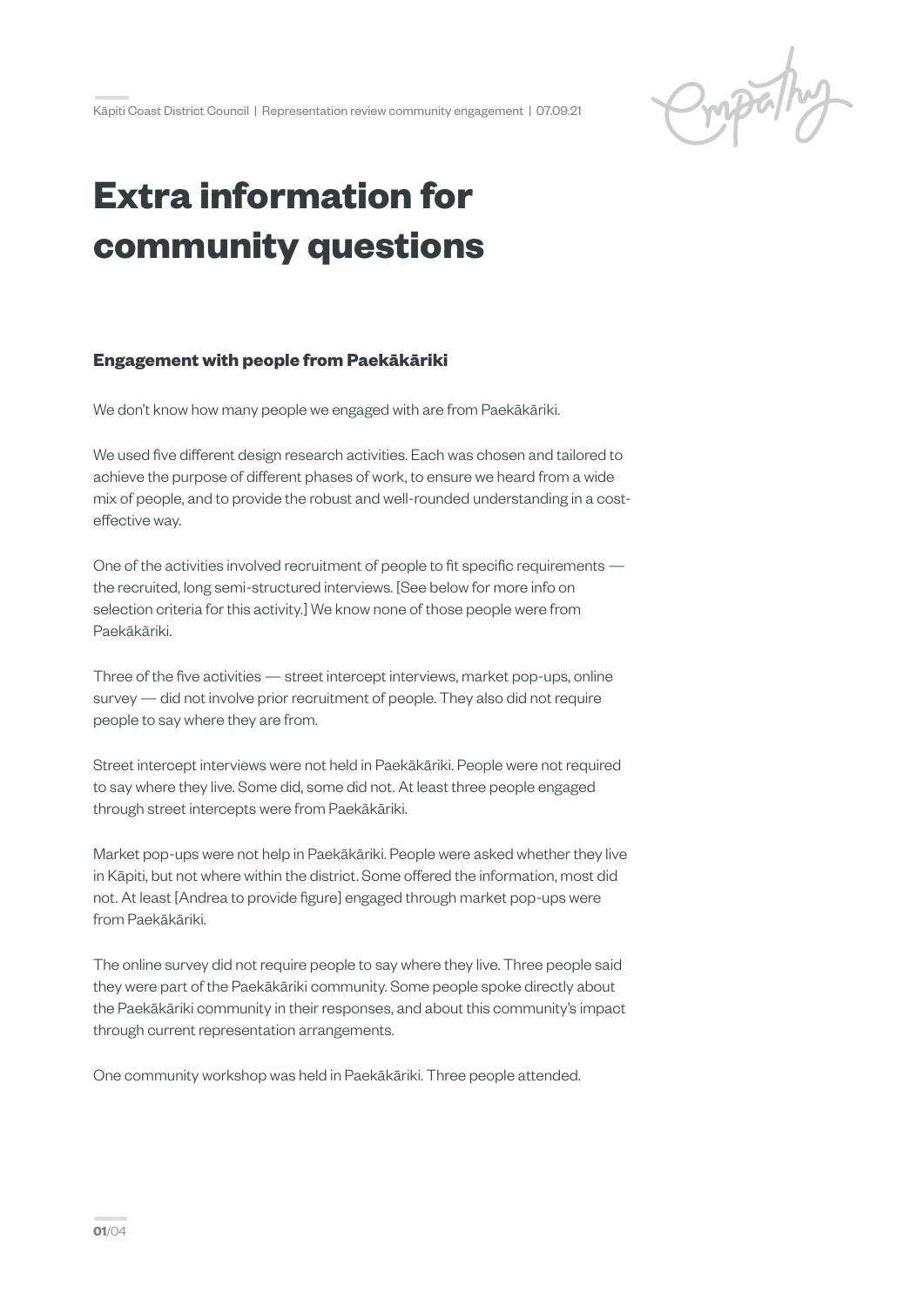# Extra information for community questions

### Engagement with people from Paekākāriki

We don't know how many people we engaged with are from Paekākāriki.

We used five different design research activities. Each was chosen and tailored to achieve the purpose of different phases of work, to ensure we heard from a wide mix of people, and to provide the robust and well-rounded understanding in a cost-effective way.

One of the activities involved recruitment of people to fit specific requirements — the recruited, long semi-structured interviews. [See below for more info on selection criteria for this activity.] We know none of those people were from Paekākāriki.

Three of the five activities — street intercept interviews, market pop-ups, online survey — did not involve prior recruitment of people. They also did not require people to say where they are from.

Street intercept interviews were not held in Paekākāriki. People were not required to say where they live. Some did, some did not. At least three people engaged through street intercepts were from Paekākāriki.

Market pop-ups were not help in Paekākāriki. People were asked whether they live in Kāpiti, but not where within the district. Some offered the information, most did not. At least [Andrea to provide figure] engaged through market pop-ups were from Paekākāriki.

The online survey did not require people to say where they live. Three people said they were part of the Paekākāriki community. Some people spoke directly about the Paekākāriki community in their responses, and about this community's impact through current representation arrangements.

One community workshop was held in Paekākāriki. Three people attended.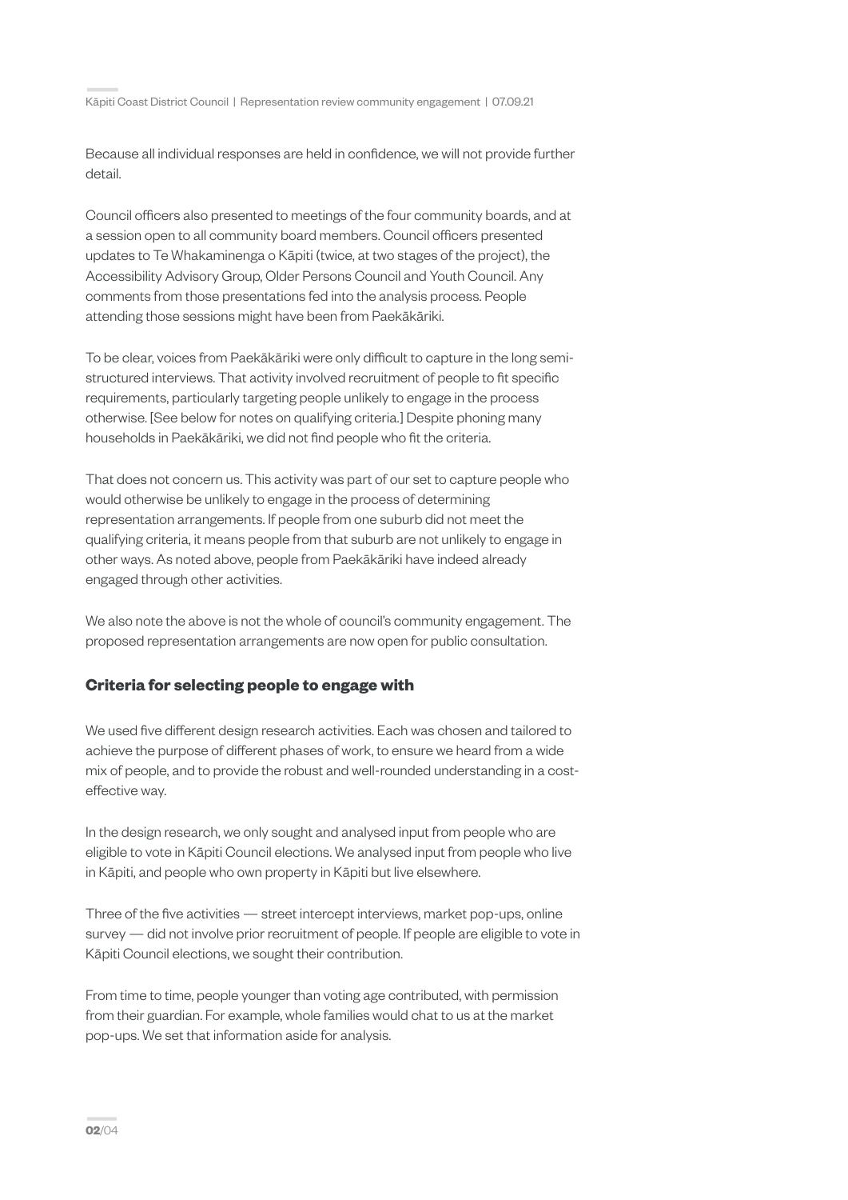Because all individual responses are held in confidence, we will not provide further detail.

Council officers also presented to meetings of the four community boards, and at a session open to all community board members. Council officers presented updates to Te Whakaminenga o Kāpiti (twice, at two stages of the project), the Accessibility Advisory Group, Older Persons Council and Youth Council. Any comments from those presentations fed into the analysis process. People attending those sessions might have been from Paekākāriki.

To be clear, voices from Paekākāriki were only difficult to capture in the long semi-structured interviews. That activity involved recruitment of people to fit specific requirements, particularly targeting people unlikely to engage in the process otherwise. [See below for notes on qualifying criteria.] Despite phoning many households in Paekākāriki, we did not find people who fit the criteria.

That does not concern us. This activity was part of our set to capture people who would otherwise be unlikely to engage in the process of determining representation arrangements. If people from one suburb did not meet the qualifying criteria, it means people from that suburb are not unlikely to engage in other ways. As noted above, people from Paekākāriki have indeed already engaged through other activities.

We also note the above is not the whole of council's community engagement. The proposed representation arrangements are now open for public consultation.

## Criteria for selecting people to engage with

We used five different design research activities. Each was chosen and tailored to achieve the purpose of different phases of work, to ensure we heard from a wide mix of people, and to provide the robust and well-rounded understanding in a cost-effective way.

In the design research, we only sought and analysed input from people who are eligible to vote in Kāpiti Council elections. We analysed input from people who live in Kāpiti, and people who own property in Kāpiti but live elsewhere.

Three of the five activities — street intercept interviews, market pop-ups, online survey — did not involve prior recruitment of people. If people are eligible to vote in Kāpiti Council elections, we sought their contribution.

From time to time, people younger than voting age contributed, with permission from their guardian. For example, whole families would chat to us at the market pop-ups. We set that information aside for analysis.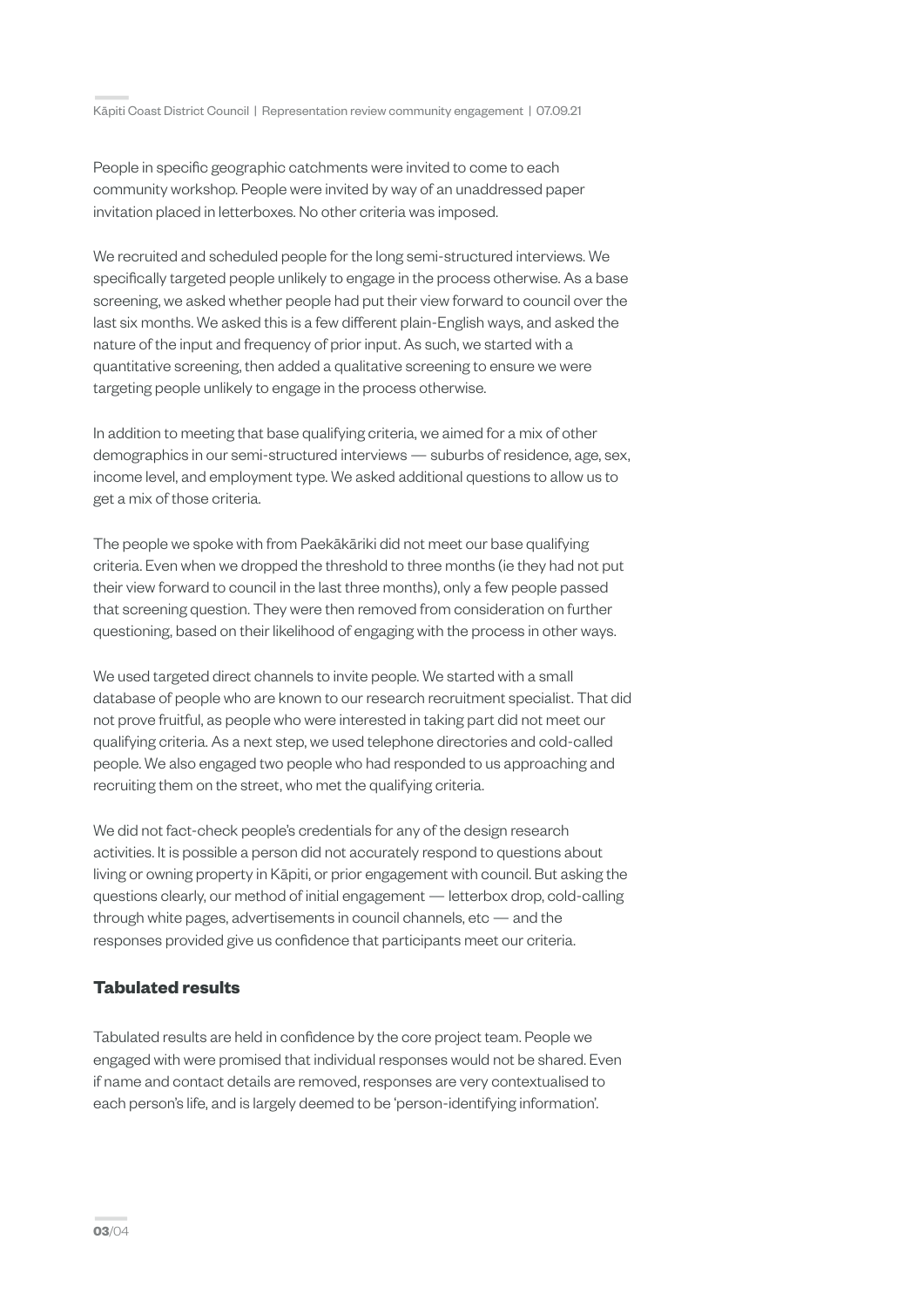People in specific geographic catchments were invited to come to each community workshop. People were invited by way of an unaddressed paper invitation placed in letterboxes. No other criteria was imposed.

We recruited and scheduled people for the long semi-structured interviews. We specifically targeted people unlikely to engage in the process otherwise. As a base screening, we asked whether people had put their view forward to council over the last six months. We asked this is a few different plain-English ways, and asked the nature of the input and frequency of prior input. As such, we started with a quantitative screening, then added a qualitative screening to ensure we were targeting people unlikely to engage in the process otherwise.

In addition to meeting that base qualifying criteria, we aimed for a mix of other demographics in our semi-structured interviews — suburbs of residence, age, sex, income level, and employment type. We asked additional questions to allow us to get a mix of those criteria.

The people we spoke with from Paekākāriki did not meet our base qualifying criteria. Even when we dropped the threshold to three months (ie they had not put their view forward to council in the last three months), only a few people passed that screening question. They were then removed from consideration on further questioning, based on their likelihood of engaging with the process in other ways.

We used targeted direct channels to invite people. We started with a small database of people who are known to our research recruitment specialist. That did not prove fruitful, as people who were interested in taking part did not meet our qualifying criteria. As a next step, we used telephone directories and cold-called people. We also engaged two people who had responded to us approaching and recruiting them on the street, who met the qualifying criteria.

We did not fact-check people's credentials for any of the design research activities. It is possible a person did not accurately respond to questions about living or owning property in Kāpiti, or prior engagement with council. But asking the questions clearly, our method of initial engagement — letterbox drop, cold-calling through white pages, advertisements in council channels, etc — and the responses provided give us confidence that participants meet our criteria.

## Tabulated results

Tabulated results are held in confidence by the core project team. People we engaged with were promised that individual responses would not be shared. Even if name and contact details are removed, responses are very contextualised to each person's life, and is largely deemed to be 'person-identifying information'.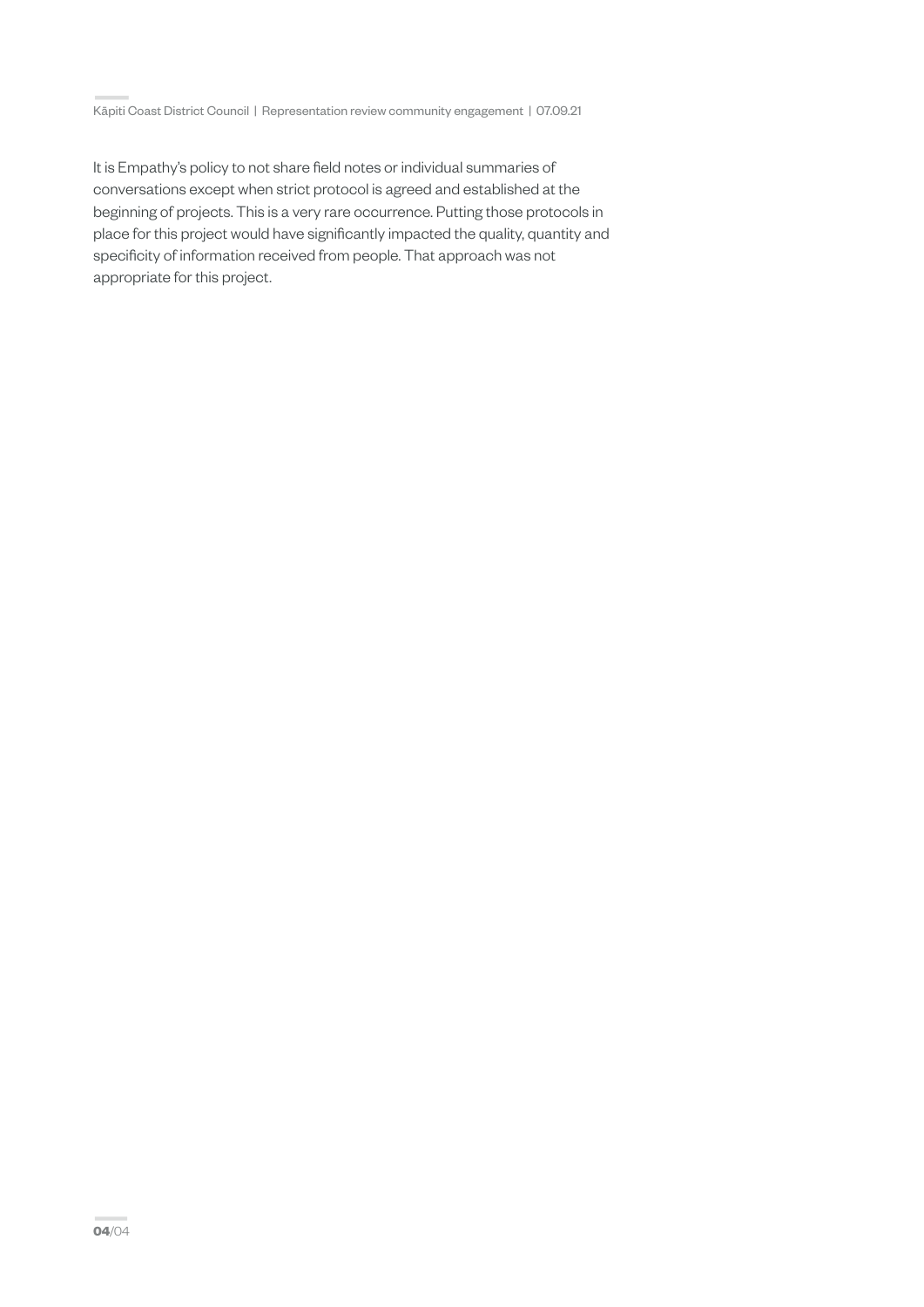It is Empathy's policy to not share field notes or individual summaries of conversations except when strict protocol is agreed and established at the beginning of projects. This is a very rare occurrence. Putting those protocols in place for this project would have significantly impacted the quality, quantity and specificity of information received from people. That approach was not appropriate for this project.